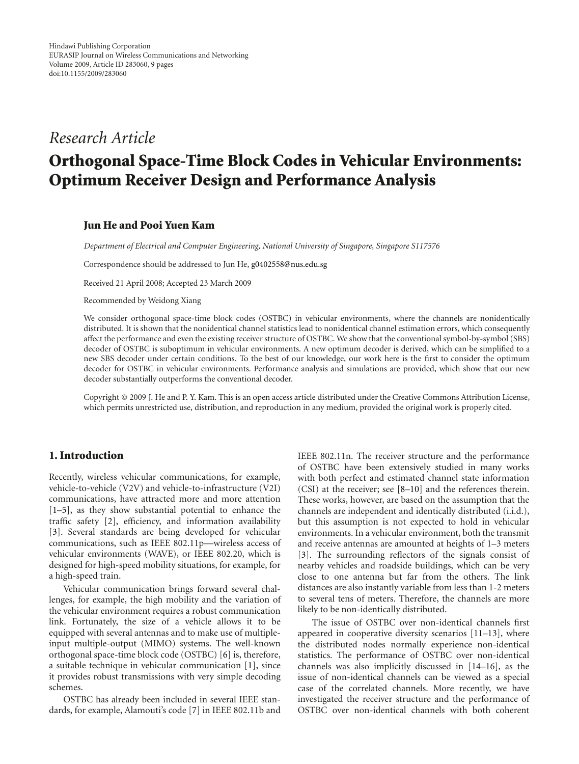Hindawi Publishing Corporation
EURASIP Journal on Wireless Communications and Networking
Volume 2009, Article ID 283060, 9 pages
doi:10.1155/2009/283060

*Research Article*

# Orthogonal Space-Time Block Codes in Vehicular Environments: Optimum Receiver Design and Performance Analysis

**Jun He and Pooi Yuen Kam**

*Department of Electrical and Computer Engineering, National University of Singapore, Singapore S117576*

Correspondence should be addressed to Jun He, g0402558@nus.edu.sg

Received 21 April 2008; Accepted 23 March 2009

Recommended by Weidong Xiang

We consider orthogonal space-time block codes (OSTBC) in vehicular environments, where the channels are nonidentically distributed. It is shown that the nonidentical channel statistics lead to nonidentical channel estimation errors, which consequently affect the performance and even the existing receiver structure of OSTBC. We show that the conventional symbol-by-symbol (SBS) decoder of OSTBC is suboptimum in vehicular environments. A new optimum decoder is derived, which can be simplified to a new SBS decoder under certain conditions. To the best of our knowledge, our work here is the first to consider the optimum decoder for OSTBC in vehicular environments. Performance analysis and simulations are provided, which show that our new decoder substantially outperforms the conventional decoder.

Copyright © 2009 J. He and P. Y. Kam. This is an open access article distributed under the Creative Commons Attribution License, which permits unrestricted use, distribution, and reproduction in any medium, provided the original work is properly cited.

## 1. Introduction

Recently, wireless vehicular communications, for example, vehicle-to-vehicle (V2V) and vehicle-to-infrastructure (V2I) communications, have attracted more and more attention [1–5], as they show substantial potential to enhance the traffic safety [2], efficiency, and information availability [3]. Several standards are being developed for vehicular communications, such as IEEE 802.11p—wireless access of vehicular environments (WAVE), or IEEE 802.20, which is designed for high-speed mobility situations, for example, for a high-speed train.

Vehicular communication brings forward several challenges, for example, the high mobility and the variation of the vehicular environment requires a robust communication link. Fortunately, the size of a vehicle allows it to be equipped with several antennas and to make use of multiple-input multiple-output (MIMO) systems. The well-known orthogonal space-time block code (OSTBC) [6] is, therefore, a suitable technique in vehicular communication [1], since it provides robust transmissions with very simple decoding schemes.

OSTBC has already been included in several IEEE standards, for example, Alamouti's code [7] in IEEE 802.11b and IEEE 802.11n. The receiver structure and the performance of OSTBC have been extensively studied in many works with both perfect and estimated channel state information (CSI) at the receiver; see [8–10] and the references therein. These works, however, are based on the assumption that the channels are independent and identically distributed (i.i.d.), but this assumption is not expected to hold in vehicular environments. In a vehicular environment, both the transmit and receive antennas are amounted at heights of 1–3 meters [3]. The surrounding reflectors of the signals consist of nearby vehicles and roadside buildings, which can be very close to one antenna but far from the others. The link distances are also instantly variable from less than 1-2 meters to several tens of meters. Therefore, the channels are more likely to be non-identically distributed.

The issue of OSTBC over non-identical channels first appeared in cooperative diversity scenarios [11–13], where the distributed nodes normally experience non-identical statistics. The performance of OSTBC over non-identical channels was also implicitly discussed in [14–16], as the issue of non-identical channels can be viewed as a special case of the correlated channels. More recently, we have investigated the receiver structure and the performance of OSTBC over non-identical channels with both coherent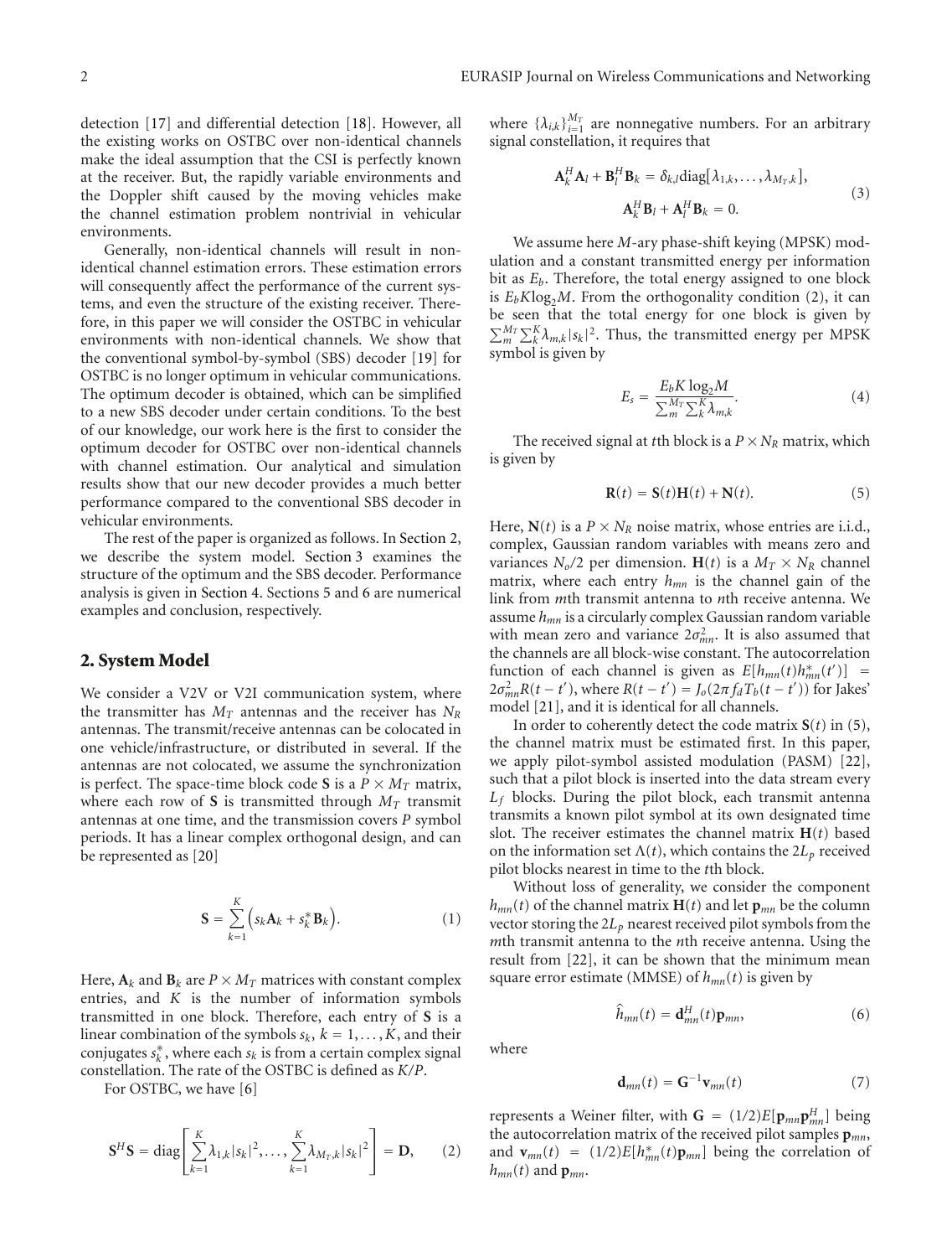detection [17] and differential detection [18]. However, all the existing works on OSTBC over non-identical channels make the ideal assumption that the CSI is perfectly known at the receiver. But, the rapidly variable environments and the Doppler shift caused by the moving vehicles make the channel estimation problem nontrivial in vehicular environments.

Generally, non-identical channels will result in non-identical channel estimation errors. These estimation errors will consequently affect the performance of the current systems, and even the structure of the existing receiver. Therefore, in this paper we will consider the OSTBC in vehicular environments with non-identical channels. We show that the conventional symbol-by-symbol (SBS) decoder [19] for OSTBC is no longer optimum in vehicular communications. The optimum decoder is obtained, which can be simplified to a new SBS decoder under certain conditions. To the best of our knowledge, our work here is the first to consider the optimum decoder for OSTBC over non-identical channels with channel estimation. Our analytical and simulation results show that our new decoder provides a much better performance compared to the conventional SBS decoder in vehicular environments.

The rest of the paper is organized as follows. In Section 2, we describe the system model. Section 3 examines the structure of the optimum and the SBS decoder. Performance analysis is given in Section 4. Sections 5 and 6 are numerical examples and conclusion, respectively.

## 2. System Model

We consider a V2V or V2I communication system, where the transmitter has $M_T$ antennas and the receiver has $N_R$ antennas. The transmit/receive antennas can be colocated in one vehicle/infrastructure, or distributed in several. If the antennas are not colocated, we assume the synchronization is perfect. The space-time block code $\mathbf{S}$ is a $P \times M_T$ matrix, where each row of $\mathbf{S}$ is transmitted through $M_T$ transmit antennas at one time, and the transmission covers $P$ symbol periods. It has a linear complex orthogonal design, and can be represented as [20]

$$\mathbf{S} = \sum_{k=1}^{K} \left( s_k \mathbf{A}_k + s_k^* \mathbf{B}_k \right). \tag{1}$$

Here, $\mathbf{A}_k$ and $\mathbf{B}_k$ are $P \times M_T$ matrices with constant complex entries, and $K$ is the number of information symbols transmitted in one block. Therefore, each entry of $\mathbf{S}$ is a linear combination of the symbols $s_k$, $k = 1, \ldots, K$, and their conjugates $s_k^*$, where each $s_k$ is from a certain complex signal constellation. The rate of the OSTBC is defined as $K/P$.

For OSTBC, we have [6]

$$\mathbf{S}^H \mathbf{S} = \operatorname{diag}\left[ \sum_{k=1}^{K} \lambda_{1,k} |s_k|^2, \ldots, \sum_{k=1}^{K} \lambda_{M_T,k} |s_k|^2 \right] = \mathbf{D}, \tag{2}$$

where $\{\lambda_{i,k}\}_{i=1}^{M_T}$ are nonnegative numbers. For an arbitrary signal constellation, it requires that

$$\begin{gathered} \mathbf{A}_k^H \mathbf{A}_l + \mathbf{B}_l^H \mathbf{B}_k = \delta_{k,l} \operatorname{diag}[\lambda_{1,k}, \ldots, \lambda_{M_T,k}], \\ \mathbf{A}_k^H \mathbf{B}_l + \mathbf{A}_l^H \mathbf{B}_k = 0. \end{gathered} \tag{3}$$

We assume here $M$-ary phase-shift keying (MPSK) modulation and a constant transmitted energy per information bit as $E_b$. Therefore, the total energy assigned to one block is $E_b K \log_2 M$. From the orthogonality condition (2), it can be seen that the total energy for one block is given by $\sum_m^{M_T} \sum_k^K \lambda_{m,k} |s_k|^2$. Thus, the transmitted energy per MPSK symbol is given by

$$E_s = \frac{E_b K \log_2 M}{\sum_m^{M_T} \sum_k^K \lambda_{m,k}}. \tag{4}$$

The received signal at $t$th block is a $P \times N_R$ matrix, which is given by

$$\mathbf{R}(t) = \mathbf{S}(t)\mathbf{H}(t) + \mathbf{N}(t). \tag{5}$$

Here, $\mathbf{N}(t)$ is a $P \times N_R$ noise matrix, whose entries are i.i.d., complex, Gaussian random variables with means zero and variances $N_o/2$ per dimension. $\mathbf{H}(t)$ is a $M_T \times N_R$ channel matrix, where each entry $h_{mn}$ is the channel gain of the link from $m$th transmit antenna to $n$th receive antenna. We assume $h_{mn}$ is a circularly complex Gaussian random variable with mean zero and variance $2\sigma_{mn}^2$. It is also assumed that the channels are all block-wise constant. The autocorrelation function of each channel is given as $E[h_{mn}(t)h_{mn}^*(t')] = 2\sigma_{mn}^2 R(t-t')$, where $R(t-t') = J_o(2\pi f_d T_b(t-t'))$ for Jakes' model [21], and it is identical for all channels.

In order to coherently detect the code matrix $\mathbf{S}(t)$ in (5), the channel matrix must be estimated first. In this paper, we apply pilot-symbol assisted modulation (PASM) [22], such that a pilot block is inserted into the data stream every $L_f$ blocks. During the pilot block, each transmit antenna transmits a known pilot symbol at its own designated time slot. The receiver estimates the channel matrix $\mathbf{H}(t)$ based on the information set $\Lambda(t)$, which contains the $2L_p$ received pilot blocks nearest in time to the $t$th block.

Without loss of generality, we consider the component $h_{mn}(t)$ of the channel matrix $\mathbf{H}(t)$ and let $\mathbf{p}_{mn}$ be the column vector storing the $2L_p$ nearest received pilot symbols from the $m$th transmit antenna to the $n$th receive antenna. Using the result from [22], it can be shown that the minimum mean square error estimate (MMSE) of $h_{mn}(t)$ is given by

$$\hat{h}_{mn}(t) = \mathbf{d}_{mn}^H(t)\mathbf{p}_{mn}, \tag{6}$$

where

$$\mathbf{d}_{mn}(t) = \mathbf{G}^{-1}\mathbf{v}_{mn}(t) \tag{7}$$

represents a Weiner filter, with $\mathbf{G} = (1/2)E[\mathbf{p}_{mn}\mathbf{p}_{mn}^H]$ being the autocorrelation matrix of the received pilot samples $\mathbf{p}_{mn}$, and $\mathbf{v}_{mn}(t) = (1/2)E[h_{mn}^*(t)\mathbf{p}_{mn}]$ being the correlation of $h_{mn}(t)$ and $\mathbf{p}_{mn}$.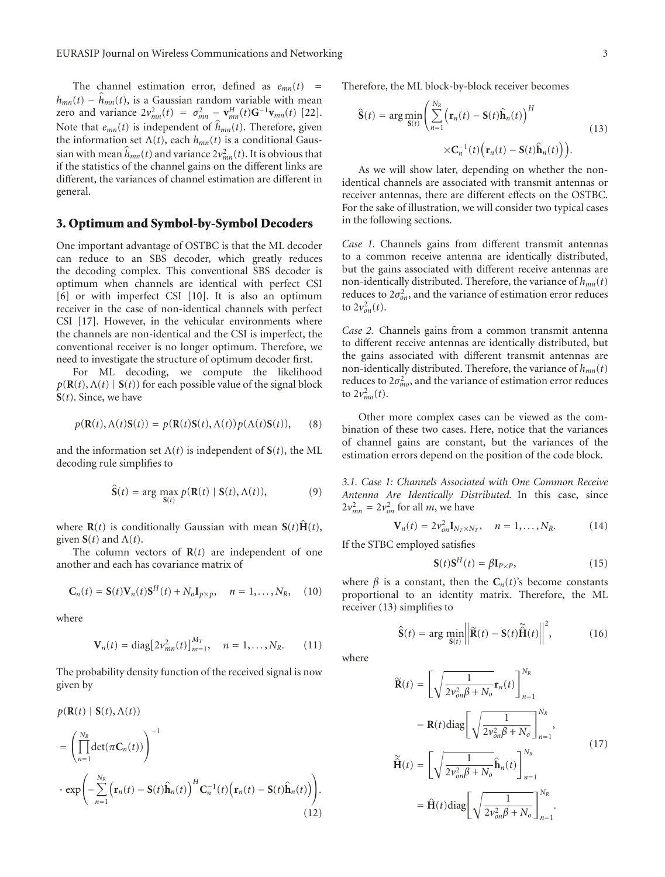The channel estimation error, defined as $e_{mn}(t) = h_{mn}(t) - \hat{h}_{mn}(t)$, is a Gaussian random variable with mean zero and variance $2v_{mn}^2(t) = \sigma_{mn}^2 - \mathbf{v}_{mn}^H(t)\mathbf{G}^{-1}\mathbf{v}_{mn}(t)$ [22]. Note that $e_{mn}(t)$ is independent of $\hat{h}_{mn}(t)$. Therefore, given the information set $\Lambda(t)$, each $h_{mn}(t)$ is a conditional Gaussian with mean $\hat{h}_{mn}(t)$ and variance $2v_{mn}^2(t)$. It is obvious that if the statistics of the channel gains on the different links are different, the variances of channel estimation are different in general.

## 3. Optimum and Symbol-by-Symbol Decoders

One important advantage of OSTBC is that the ML decoder can reduce to an SBS decoder, which greatly reduces the decoding complex. This conventional SBS decoder is optimum when channels are identical with perfect CSI [6] or with imperfect CSI [10]. It is also an optimum receiver in the case of non-identical channels with perfect CSI [17]. However, in the vehicular environments where the channels are non-identical and the CSI is imperfect, the conventional receiver is no longer optimum. Therefore, we need to investigate the structure of optimum decoder first.

For ML decoding, we compute the likelihood $p(\mathbf{R}(t), \Lambda(t) \mid \mathbf{S}(t))$ for each possible value of the signal block $\mathbf{S}(t)$. Since, we have

$$p(\mathbf{R}(t), \Lambda(t)\mathbf{S}(t)) = p(\mathbf{R}(t)\mathbf{S}(t), \Lambda(t))p(\Lambda(t)\mathbf{S}(t)), \quad (8)$$

and the information set $\Lambda(t)$ is independent of $\mathbf{S}(t)$, the ML decoding rule simplifies to

$$\hat{\mathbf{S}}(t) = \arg\max_{\mathbf{S}(t)} p(\mathbf{R}(t) \mid \mathbf{S}(t), \Lambda(t)), \quad (9)$$

where $\mathbf{R}(t)$ is conditionally Gaussian with mean $\mathbf{S}(t)\hat{\mathbf{H}}(t)$, given $\mathbf{S}(t)$ and $\Lambda(t)$.

The column vectors of $\mathbf{R}(t)$ are independent of one another and each has covariance matrix of

$$\mathbf{C}_n(t) = \mathbf{S}(t)\mathbf{V}_n(t)\mathbf{S}^H(t) + N_o\mathbf{I}_{p\times p}, \quad n = 1, \ldots, N_R, \quad (10)$$

where

$$\mathbf{V}_n(t) = \mathrm{diag}\left[2v_{mn}^2(t)\right]_{m=1}^{M_T}, \quad n = 1, \ldots, N_R. \quad (11)$$

The probability density function of the received signal is now given by

$$\begin{aligned} &p(\mathbf{R}(t) \mid \mathbf{S}(t), \Lambda(t)) \\ &= \left(\prod_{n=1}^{N_R} \det(\pi\mathbf{C}_n(t))\right)^{-1} \\ &\cdot \exp\left(-\sum_{n=1}^{N_R}\left(\mathbf{r}_n(t) - \mathbf{S}(t)\hat{\mathbf{h}}_n(t)\right)^H \mathbf{C}_n^{-1}(t)\left(\mathbf{r}_n(t) - \mathbf{S}(t)\hat{\mathbf{h}}_n(t)\right)\right). \end{aligned} \quad (12)$$

Therefore, the ML block-by-block receiver becomes

$$\begin{aligned} \hat{\mathbf{S}}(t) = \arg\min_{\mathbf{S}(t)} \Bigg( \sum_{n=1}^{N_R} &\left(\mathbf{r}_n(t) - \mathbf{S}(t)\hat{\mathbf{h}}_n(t)\right)^H \\ &\times \mathbf{C}_n^{-1}(t)\left(\mathbf{r}_n(t) - \mathbf{S}(t)\hat{\mathbf{h}}_n(t)\right)\Bigg). \end{aligned} \quad (13)$$

As we will show later, depending on whether the non-identical channels are associated with transmit antennas or receiver antennas, there are different effects on the OSTBC. For the sake of illustration, we will consider two typical cases in the following sections.

*Case 1.* Channels gains from different transmit antennas to a common receive antenna are identically distributed, but the gains associated with different receive antennas are non-identically distributed. Therefore, the variance of $h_{mn}(t)$ reduces to $2\sigma_{on}^2$, and the variance of estimation error reduces to $2v_{on}^2(t)$.

*Case 2.* Channels gains from a common transmit antenna to different receive antennas are identically distributed, but the gains associated with different transmit antennas are non-identically distributed. Therefore, the variance of $h_{mn}(t)$ reduces to $2\sigma_{mo}^2$, and the variance of estimation error reduces to $2v_{mo}^2(t)$.

Other more complex cases can be viewed as the combination of these two cases. Here, notice that the variances of channel gains are constant, but the variances of the estimation errors depend on the position of the code block.

### 3.1. Case 1: Channels Associated with One Common Receive Antenna Are Identically Distributed.

In this case, since $2v_{mn}^2 = 2v_{on}^2$ for all $m$, we have

$$\mathbf{V}_n(t) = 2v_{on}^2\mathbf{I}_{N_T\times N_T}, \quad n = 1, \ldots, N_R. \quad (14)$$

If the STBC employed satisfies

$$\mathbf{S}(t)\mathbf{S}^H(t) = \beta\mathbf{I}_{P\times P}, \quad (15)$$

where $\beta$ is a constant, then the $\mathbf{C}_n(t)$'s become constants proportional to an identity matrix. Therefore, the ML receiver (13) simplifies to

$$\hat{\mathbf{S}}(t) = \arg\min_{\mathbf{S}(t)} \left\| \tilde{\mathbf{R}}(t) - \mathbf{S}(t)\tilde{\hat{\mathbf{H}}}(t) \right\|^2, \quad (16)$$

where

$$\begin{aligned} \tilde{\mathbf{R}}(t) &= \left[\sqrt{\frac{1}{2v_{on}^2\beta + N_o}}\mathbf{r}_n(t)\right]_{n=1}^{N_R} \\ &= \mathbf{R}(t)\mathrm{diag}\left[\sqrt{\frac{1}{2v_{on}^2\beta + N_o}}\right]_{n=1}^{N_R}, \\ \tilde{\hat{\mathbf{H}}}(t) &= \left[\sqrt{\frac{1}{2v_{on}^2\beta + N_o}}\hat{\mathbf{h}}_n(t)\right]_{n=1}^{N_R} \\ &= \hat{\mathbf{H}}(t)\mathrm{diag}\left[\sqrt{\frac{1}{2v_{on}^2\beta + N_o}}\right]_{n=1}^{N_R}. \end{aligned} \quad (17)$$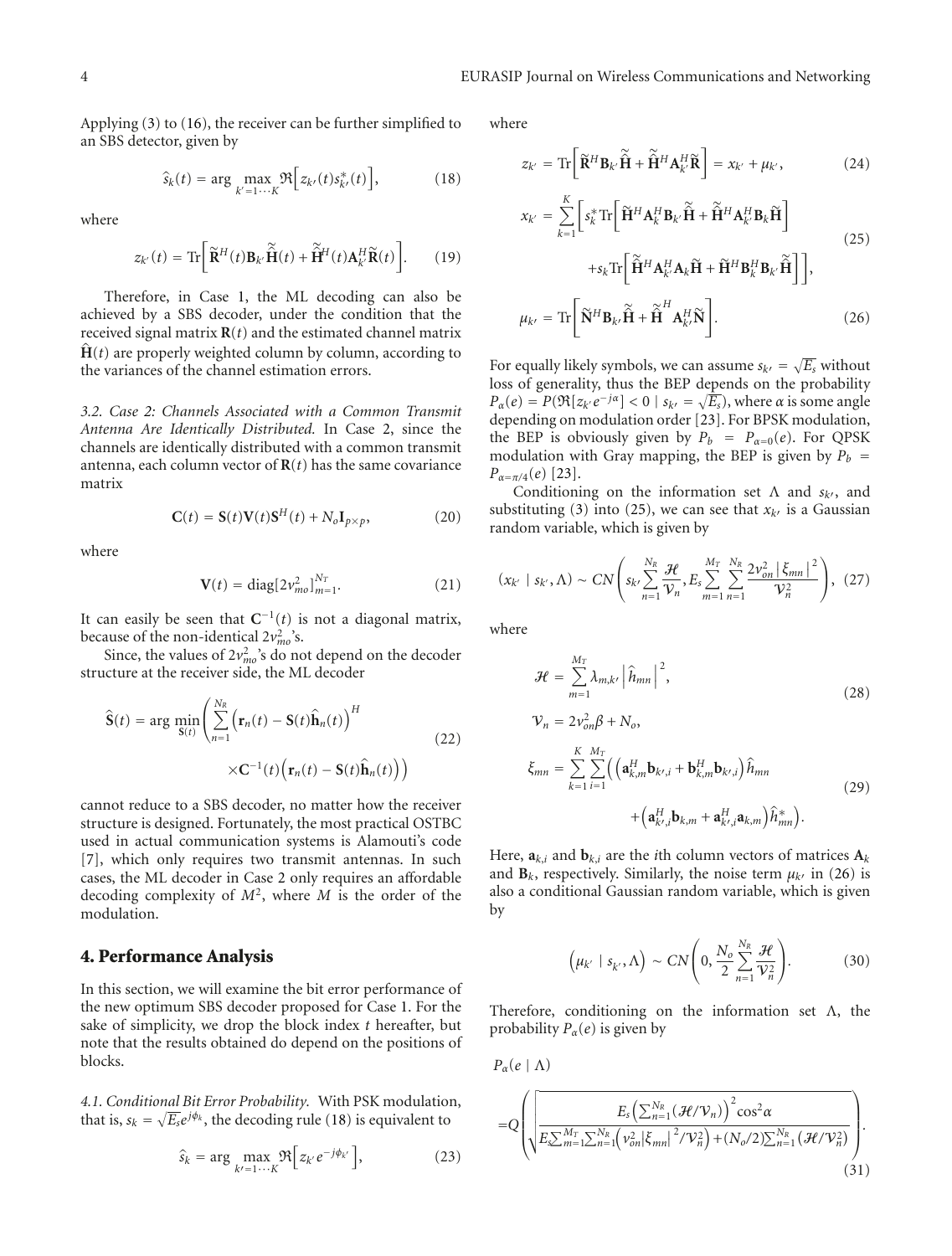Applying (3) to (16), the receiver can be further simplified to an SBS detector, given by

$$\hat{s}_k(t) = \arg \max_{k'=1\cdots K} \Re\Big[ z_{k'}(t) s_{k'}^*(t) \Big], \tag{18}$$

where

$$z_{k'}(t) = \mathrm{Tr}\bigg[ \widetilde{\mathbf{R}}^H(t) \mathbf{B}_{k'} \widetilde{\widehat{\mathbf{H}}}(t) + \widetilde{\widehat{\mathbf{H}}}^H(t) \mathbf{A}_{k'}^H \widetilde{\mathbf{R}}(t) \bigg]. \tag{19}$$

Therefore, in Case 1, the ML decoding can also be achieved by a SBS decoder, under the condition that the received signal matrix $\mathbf{R}(t)$ and the estimated channel matrix $\widehat{\mathbf{H}}(t)$ are properly weighted column by column, according to the variances of the channel estimation errors.

*3.2. Case 2: Channels Associated with a Common Transmit Antenna Are Identically Distributed.* In Case 2, since the channels are identically distributed with a common transmit antenna, each column vector of $\mathbf{R}(t)$ has the same covariance matrix

$$\mathbf{C}(t) = \mathbf{S}(t)\mathbf{V}(t)\mathbf{S}^H(t) + N_o \mathbf{I}_{p\times p}, \tag{20}$$

where

$$\mathbf{V}(t) = \mathrm{diag}[2\nu_{mo}^2]_{m=1}^{N_T}. \tag{21}$$

It can easily be seen that $\mathbf{C}^{-1}(t)$ is not a diagonal matrix, because of the non-identical $2\nu_{mo}^2$'s.

Since, the values of $2\nu_{mo}^2$'s do not depend on the decoder structure at the receiver side, the ML decoder

$$\widehat{\mathbf{S}}(t) = \arg \min_{\mathbf{S}(t)} \left( \sum_{n=1}^{N_R} \Big( \mathbf{r}_n(t) - \mathbf{S}(t)\hat{\mathbf{h}}_n(t) \Big)^H \times \mathbf{C}^{-1}(t) \Big( \mathbf{r}_n(t) - \mathbf{S}(t)\hat{\mathbf{h}}_n(t) \Big) \right) \tag{22}$$

cannot reduce to a SBS decoder, no matter how the receiver structure is designed. Fortunately, the most practical OSTBC used in actual communication systems is Alamouti's code [7], which only requires two transmit antennas. In such cases, the ML decoder in Case 2 only requires an affordable decoding complexity of $M^2$, where $M$ is the order of the modulation.

## 4. Performance Analysis

In this section, we will examine the bit error performance of the new optimum SBS decoder proposed for Case 1. For the sake of simplicity, we drop the block index $t$ hereafter, but note that the results obtained do depend on the positions of blocks.

*4.1. Conditional Bit Error Probability.* With PSK modulation, that is, $s_k = \sqrt{E_s} e^{j\phi_k}$, the decoding rule (18) is equivalent to

$$\hat{s}_k = \arg \max_{k'=1\cdots K} \Re\Big[ z_{k'} e^{-j\phi_{k'}} \Big], \tag{23}$$

where

$$z_{k'} = \mathrm{Tr}\bigg[ \widetilde{\mathbf{R}}^H \mathbf{B}_{k'} \widetilde{\widehat{\mathbf{H}}} + \widetilde{\widehat{\mathbf{H}}}^H \mathbf{A}_{k'}^H \widetilde{\mathbf{R}} \bigg] = x_{k'} + \mu_{k'}, \tag{24}$$

$$x_{k'} = \sum_{k=1}^{K} \bigg[ s_k^* \mathrm{Tr}\bigg[ \widetilde{\mathbf{H}}^H \mathbf{A}_k^H \mathbf{B}_{k'} \widetilde{\widehat{\mathbf{H}}} + \widetilde{\widehat{\mathbf{H}}}^H \mathbf{A}_{k'}^H \mathbf{B}_k \widetilde{\mathbf{H}} \bigg] + s_k \mathrm{Tr}\bigg[ \widetilde{\widehat{\mathbf{H}}}^H \mathbf{A}_{k'}^H \mathbf{A}_k \widetilde{\mathbf{H}} + \widetilde{\mathbf{H}}^H \mathbf{B}_k^H \mathbf{B}_{k'} \widetilde{\widehat{\mathbf{H}}} \bigg] \bigg], \tag{25}$$

$$\mu_{k'} = \mathrm{Tr}\bigg[ \widetilde{\mathbf{N}}^H \mathbf{B}_{k'} \widetilde{\widehat{\mathbf{H}}} + \widetilde{\widehat{\mathbf{H}}}^H \mathbf{A}_{k'}^H \widetilde{\mathbf{N}} \bigg]. \tag{26}$$

For equally likely symbols, we can assume $s_{k'} = \sqrt{E_s}$ without loss of generality, thus the BEP depends on the probability $P_\alpha(e) = P(\Re[z_{k'} e^{-j\alpha}] < 0 \mid s_{k'} = \sqrt{E_s})$, where $\alpha$ is some angle depending on modulation order [23]. For BPSK modulation, the BEP is obviously given by $P_b = P_{\alpha=0}(e)$. For QPSK modulation with Gray mapping, the BEP is given by $P_b = P_{\alpha=\pi/4}(e)$ [23].

Conditioning on the information set $\Lambda$ and $s_{k'}$, and substituting (3) into (25), we can see that $x_{k'}$ is a Gaussian random variable, which is given by

$$(x_{k'} \mid s_{k'}, \Lambda) \sim CN\left( s_{k'} \sum_{n=1}^{N_R} \frac{\mathcal{H}}{\mathcal{V}_n}, E_s \sum_{m=1}^{M_T} \sum_{n=1}^{N_R} \frac{2\nu_{on}^2 |\xi_{mn}|^2}{\mathcal{V}_n^2} \right), \tag{27}$$

where

$$\mathcal{H} = \sum_{m=1}^{M_T} \lambda_{m,k'} \left| \hat{h}_{mn} \right|^2, \qquad \mathcal{V}_n = 2\nu_{on}^2 \beta + N_o, \tag{28}$$

$$\xi_{mn} = \sum_{k=1}^{K} \sum_{i=1}^{M_T} \Big( \Big( \mathbf{a}_{k,m}^H \mathbf{b}_{k',i} + \mathbf{b}_{k,m}^H \mathbf{b}_{k',i} \Big) \hat{h}_{mn} + \Big( \mathbf{a}_{k',i}^H \mathbf{b}_{k,m} + \mathbf{a}_{k',i}^H \mathbf{a}_{k,m} \Big) \hat{h}_{mn}^* \Big). \tag{29}$$

Here, $\mathbf{a}_{k,i}$ and $\mathbf{b}_{k,i}$ are the $i$th column vectors of matrices $\mathbf{A}_k$ and $\mathbf{B}_k$, respectively. Similarly, the noise term $\mu_{k'}$ in (26) is also a conditional Gaussian random variable, which is given by

$$\left( \mu_{k'} \mid s_{k'}, \Lambda \right) \sim CN\left( 0, \frac{N_o}{2} \sum_{n=1}^{N_R} \frac{\mathcal{H}}{\mathcal{V}_n^2} \right). \tag{30}$$

Therefore, conditioning on the information set $\Lambda$, the probability $P_\alpha(e)$ is given by

$$P_\alpha(e \mid \Lambda) = Q\left( \sqrt{ \frac{E_s \left( \sum_{n=1}^{N_R} (\mathcal{H}/\mathcal{V}_n) \right)^2 \cos^2\alpha}{E_s \sum_{m=1}^{M_T} \sum_{n=1}^{N_R} \left( \nu_{on}^2 |\xi_{mn}|^2 / \mathcal{V}_n^2 \right) + (N_o/2) \sum_{n=1}^{N_R} \left( \mathcal{H}/\mathcal{V}_n^2 \right)} } \right). \tag{31}$$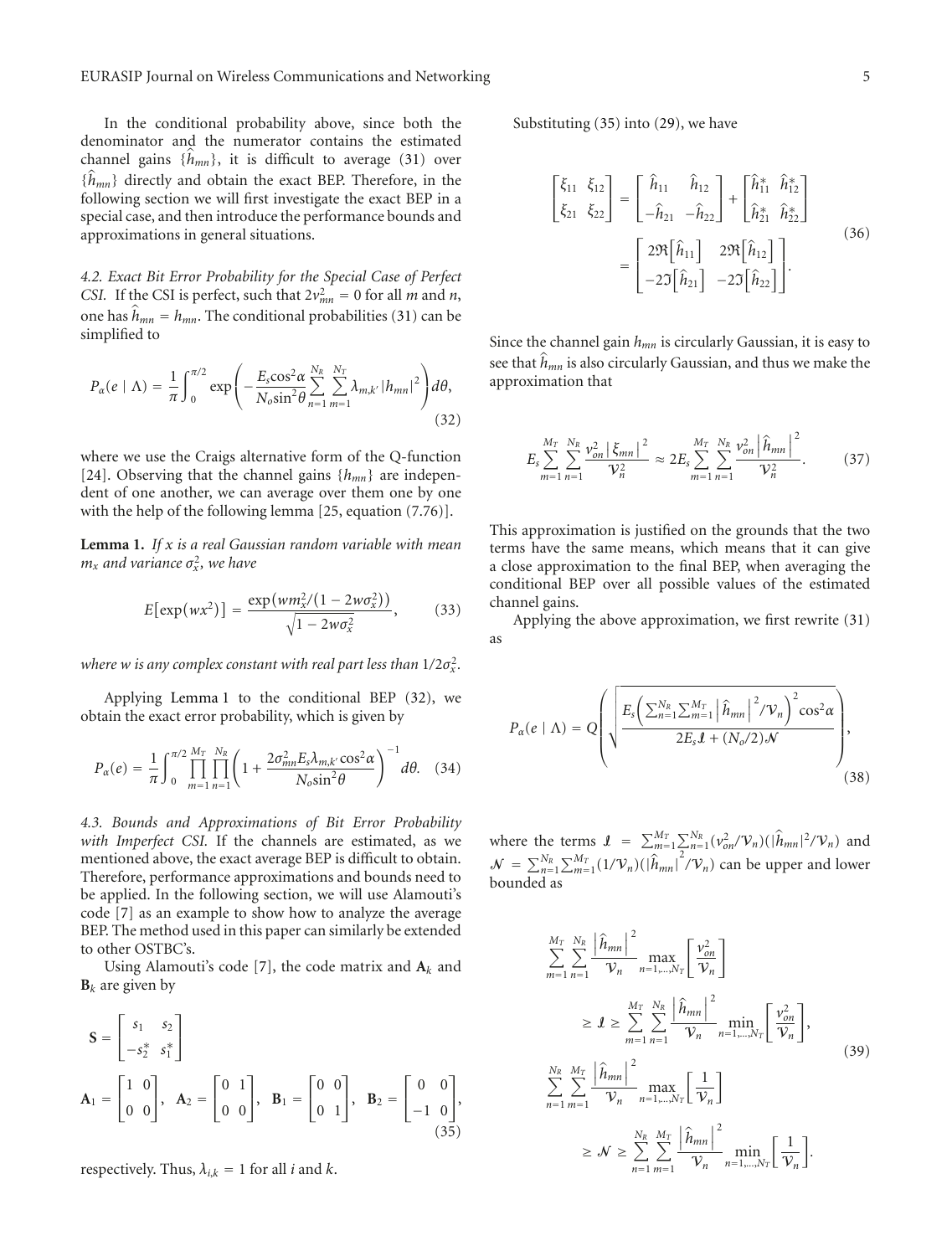In the conditional probability above, since both the denominator and the numerator contains the estimated channel gains $\{\hat{h}_{mn}\}$, it is difficult to average (31) over $\{\hat{h}_{mn}\}$ directly and obtain the exact BEP. Therefore, in the following section we will first investigate the exact BEP in a special case, and then introduce the performance bounds and approximations in general situations.

*4.2. Exact Bit Error Probability for the Special Case of Perfect CSI.* If the CSI is perfect, such that $2v_{mn}^2 = 0$ for all $m$ and $n$, one has $\hat{h}_{mn} = h_{mn}$. The conditional probabilities (31) can be simplified to

$$P_\alpha(e \mid \Lambda) = \frac{1}{\pi}\int_0^{\pi/2} \exp\left(-\frac{E_s \cos^2\alpha}{N_o \sin^2\theta}\sum_{n=1}^{N_R}\sum_{m=1}^{N_T}\lambda_{m,k'}|h_{mn}|^2\right)d\theta, \tag{32}$$

where we use the Craigs alternative form of the Q-function [24]. Observing that the channel gains $\{h_{mn}\}$ are independent of one another, we can average over them one by one with the help of the following lemma [25, equation (7.76)].

**Lemma 1.** *If $x$ is a real Gaussian random variable with mean $m_x$ and variance $\sigma_x^2$, we have*

$$E\left[\exp\left(wx^2\right)\right] = \frac{\exp\left(wm_x^2/\left(1-2w\sigma_x^2\right)\right)}{\sqrt{1-2w\sigma_x^2}}, \tag{33}$$

*where $w$ is any complex constant with real part less than $1/2\sigma_x^2$.*

Applying Lemma 1 to the conditional BEP (32), we obtain the exact error probability, which is given by

$$P_\alpha(e) = \frac{1}{\pi}\int_0^{\pi/2}\prod_{m=1}^{M_T}\prod_{n=1}^{N_R}\left(1+\frac{2\sigma_{mn}^2 E_s \lambda_{m,k'}\cos^2\alpha}{N_o \sin^2\theta}\right)^{-1}d\theta. \tag{34}$$

*4.3. Bounds and Approximations of Bit Error Probability with Imperfect CSI.* If the channels are estimated, as we mentioned above, the exact average BEP is difficult to obtain. Therefore, performance approximations and bounds need to be applied. In the following section, we will use Alamouti's code [7] as an example to show how to analyze the average BEP. The method used in this paper can similarly be extended to other OSTBC's.

Using Alamouti's code [7], the code matrix and $\mathbf{A}_k$ and $\mathbf{B}_k$ are given by

$$\mathbf{S} = \begin{bmatrix} s_1 & s_2 \\ -s_2^* & s_1^* \end{bmatrix}$$

$$\mathbf{A}_1 = \begin{bmatrix} 1 & 0 \\ 0 & 0 \end{bmatrix}, \quad \mathbf{A}_2 = \begin{bmatrix} 0 & 1 \\ 0 & 0 \end{bmatrix}, \quad \mathbf{B}_1 = \begin{bmatrix} 0 & 0 \\ 0 & 1 \end{bmatrix}, \quad \mathbf{B}_2 = \begin{bmatrix} 0 & 0 \\ -1 & 0 \end{bmatrix}, \tag{35}$$

respectively. Thus, $\lambda_{i,k} = 1$ for all $i$ and $k$.

Substituting (35) into (29), we have

$$\begin{aligned}\begin{bmatrix} \xi_{11} & \xi_{12} \\ \xi_{21} & \xi_{22} \end{bmatrix} &= \begin{bmatrix} \hat{h}_{11} & \hat{h}_{12} \\ -\hat{h}_{21} & -\hat{h}_{22} \end{bmatrix} + \begin{bmatrix} \hat{h}_{11}^* & \hat{h}_{12}^* \\ \hat{h}_{21}^* & \hat{h}_{22}^* \end{bmatrix} \\ &= \begin{bmatrix} 2\Re\left[\hat{h}_{11}\right] & 2\Re\left[\hat{h}_{12}\right] \\ -2\Im\left[\hat{h}_{21}\right] & -2\Im\left[\hat{h}_{22}\right] \end{bmatrix}.\end{aligned} \tag{36}$$

Since the channel gain $h_{mn}$ is circularly Gaussian, it is easy to see that $\hat{h}_{mn}$ is also circularly Gaussian, and thus we make the approximation that

$$E_s\sum_{m=1}^{M_T}\sum_{n=1}^{N_R}\frac{v_{on}^2\left|\xi_{mn}\right|^2}{\mathcal{V}_n^2} \approx 2E_s\sum_{m=1}^{M_T}\sum_{n=1}^{N_R}\frac{v_{on}^2\left|\hat{h}_{mn}\right|^2}{\mathcal{V}_n^2}. \tag{37}$$

This approximation is justified on the grounds that the two terms have the same means, which means that it can give a close approximation to the final BEP, when averaging the conditional BEP over all possible values of the estimated channel gains.

Applying the above approximation, we first rewrite (31) as

$$P_\alpha(e \mid \Lambda) = Q\left(\sqrt{\frac{E_s\left(\sum_{n=1}^{N_R}\sum_{m=1}^{M_T}\left|\hat{h}_{mn}\right|^2/\mathcal{V}_n\right)^2\cos^2\alpha}{2E_s\mathcal{I} + (N_o/2)\mathcal{N}}}\right), \tag{38}$$

where the terms $\mathcal{I} = \sum_{m=1}^{M_T}\sum_{n=1}^{N_R}(v_{on}^2/\mathcal{V}_n)(|\hat{h}_{mn}|^2/\mathcal{V}_n)$ and $\mathcal{N} = \sum_{n=1}^{N_R}\sum_{m=1}^{M_T}(1/\mathcal{V}_n)(|\hat{h}_{mn}|^2/\mathcal{V}_n)$ can be upper and lower bounded as

$$\begin{aligned}&\sum_{m=1}^{M_T}\sum_{n=1}^{N_R}\frac{\left|\hat{h}_{mn}\right|^2}{\mathcal{V}_n}\max_{n=1,\ldots,N_T}\left[\frac{v_{on}^2}{\mathcal{V}_n}\right] \\ &\quad\geq \mathcal{I} \geq \sum_{m=1}^{M_T}\sum_{n=1}^{N_R}\frac{\left|\hat{h}_{mn}\right|^2}{\mathcal{V}_n}\min_{n=1,\ldots,N_T}\left[\frac{v_{on}^2}{\mathcal{V}_n}\right], \\ &\sum_{n=1}^{N_R}\sum_{m=1}^{M_T}\frac{\left|\hat{h}_{mn}\right|^2}{\mathcal{V}_n}\max_{n=1,\ldots,N_T}\left[\frac{1}{\mathcal{V}_n}\right] \\ &\quad\geq \mathcal{N} \geq \sum_{n=1}^{N_R}\sum_{m=1}^{M_T}\frac{\left|\hat{h}_{mn}\right|^2}{\mathcal{V}_n}\min_{n=1,\ldots,N_T}\left[\frac{1}{\mathcal{V}_n}\right].\end{aligned} \tag{39}$$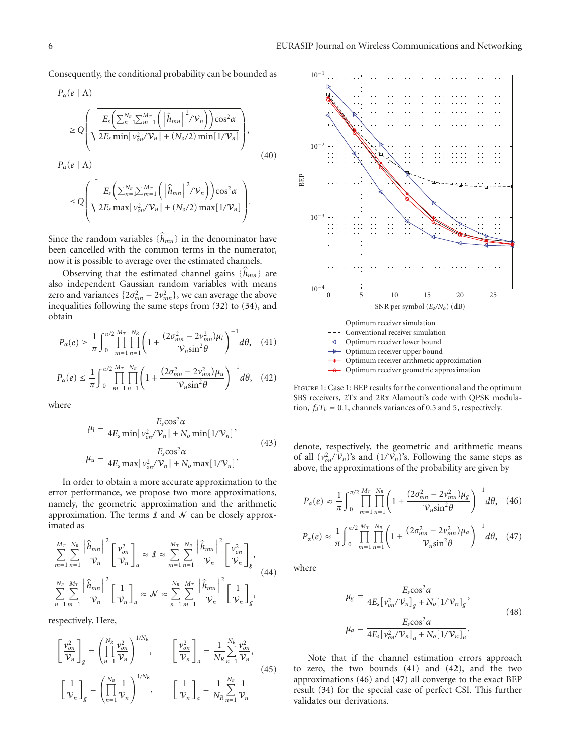Consequently, the conditional probability can be bounded as

$$
\begin{aligned}
&P_\alpha(e \mid \Lambda) \\
&\quad \geq Q\left(\sqrt{\frac{E_s\left(\sum_{n=1}^{N_R}\sum_{m=1}^{M_T}\left(\left|\hat{h}_{mn}\right|^2/\mathcal{V}_n\right)\right)\cos^2\alpha}{2E_s\min\left[v_{on}^2/\mathcal{V}_n\right]+(N_o/2)\min\left[1/\mathcal{V}_n\right]}}\right), \\
&P_\alpha(e \mid \Lambda) \\
&\quad \leq Q\left(\sqrt{\frac{E_s\left(\sum_{n=1}^{N_R}\sum_{m=1}^{M_T}\left(\left|\hat{h}_{mn}\right|^2/\mathcal{V}_n\right)\right)\cos^2\alpha}{2E_s\max\left[v_{on}^2/\mathcal{V}_n\right]+(N_o/2)\max\left[1/\mathcal{V}_n\right]}}\right).
\end{aligned}
\tag{40}
$$

Since the random variables $\{\hat{h}_{mn}\}$ in the denominator have been cancelled with the common terms in the numerator, now it is possible to average over the estimated channels.

Observing that the estimated channel gains $\{\hat{h}_{mn}\}$ are also independent Gaussian random variables with means zero and variances $\{2\sigma_{mn}^2 - 2v_{mn}^2\}$, we can average the above inequalities following the same steps from (32) to (34), and obtain

$$
P_\alpha(e) \geq \frac{1}{\pi}\int_0^{\pi/2}\prod_{m=1}^{M_T}\prod_{n=1}^{N_R}\left(1+\frac{(2\sigma_{mn}^2-2v_{mn}^2)\mu_l}{\mathcal{V}_n\sin^2\theta}\right)^{-1}d\theta, \tag{41}
$$

$$
P_\alpha(e) \leq \frac{1}{\pi}\int_0^{\pi/2}\prod_{m=1}^{M_T}\prod_{n=1}^{N_R}\left(1+\frac{(2\sigma_{mn}^2-2v_{mn}^2)\mu_u}{\mathcal{V}_n\sin^2\theta}\right)^{-1}d\theta, \tag{42}
$$

where

$$
\begin{aligned}
\mu_l &= \frac{E_s\cos^2\alpha}{4E_s\min\left[v_{on}^2/\mathcal{V}_n\right]+N_o\min\left[1/\mathcal{V}_n\right]}, \\
\mu_u &= \frac{E_s\cos^2\alpha}{4E_s\max\left[v_{on}^2/\mathcal{V}_n\right]+N_o\max\left[1/\mathcal{V}_n\right]}.
\end{aligned}
\tag{43}
$$

In order to obtain a more accurate approximation to the error performance, we propose two more approximations, namely, the geometric approximation and the arithmetic approximation. The terms $\mathcal{I}$ and $\mathcal{N}$ can be closely approximated as

$$
\begin{aligned}
\sum_{m=1}^{M_T}\sum_{n=1}^{N_R}\frac{\left|\hat{h}_{mn}\right|^2}{\mathcal{V}_n}\left[\frac{v_{on}^2}{\mathcal{V}_n}\right]_a &\approx \mathcal{I} \approx \sum_{m=1}^{M_T}\sum_{n=1}^{N_R}\frac{\left|\hat{h}_{mn}\right|^2}{\mathcal{V}_n}\left[\frac{v_{on}^2}{\mathcal{V}_n}\right]_g, \\
\sum_{n=1}^{N_R}\sum_{m=1}^{M_T}\frac{\left|\hat{h}_{mn}\right|^2}{\mathcal{V}_n}\left[\frac{1}{\mathcal{V}_n}\right]_a &\approx \mathcal{N} \approx \sum_{n=1}^{N_R}\sum_{m=1}^{M_T}\frac{\left|\hat{h}_{mn}\right|^2}{\mathcal{V}_n}\left[\frac{1}{\mathcal{V}_n}\right]_g,
\end{aligned}
\tag{44}
$$

respectively. Here,

$$
\begin{aligned}
\left[\frac{v_{on}^2}{\mathcal{V}_n}\right]_g &= \left(\prod_{n=1}^{N_R}\frac{v_{on}^2}{\mathcal{V}_n}\right)^{1/N_R}, \qquad \left[\frac{v_{on}^2}{\mathcal{V}_n}\right]_a = \frac{1}{N_R}\sum_{n=1}^{N_R}\frac{v_{on}^2}{\mathcal{V}_n}, \\
\left[\frac{1}{\mathcal{V}_n}\right]_g &= \left(\prod_{n=1}^{N_R}\frac{1}{\mathcal{V}_n}\right)^{1/N_R}, \qquad \left[\frac{1}{\mathcal{V}_n}\right]_a = \frac{1}{N_R}\sum_{n=1}^{N_R}\frac{1}{\mathcal{V}_n}
\end{aligned}
\tag{45}
$$

denote, respectively, the geometric and arithmetic means of all $(v_{on}^2/\mathcal{V}_n)$'s and $(1/\mathcal{V}_n)$'s. Following the same steps as above, the approximations of the probability are given by

$$
P_\alpha(e) \approx \frac{1}{\pi}\int_0^{\pi/2}\prod_{m=1}^{M_T}\prod_{n=1}^{N_R}\left(1+\frac{(2\sigma_{mn}^2-2v_{mn}^2)\mu_g}{\mathcal{V}_n\sin^2\theta}\right)^{-1}d\theta, \tag{46}
$$

$$
P_\alpha(e) \approx \frac{1}{\pi}\int_0^{\pi/2}\prod_{m=1}^{M_T}\prod_{n=1}^{N_R}\left(1+\frac{(2\sigma_{mn}^2-2v_{mn}^2)\mu_a}{\mathcal{V}_n\sin^2\theta}\right)^{-1}d\theta, \tag{47}
$$

where

$$
\begin{aligned}
\mu_g &= \frac{E_s\cos^2\alpha}{4E_s\left[v_{on}^2/\mathcal{V}_n\right]_g+N_o\left[1/\mathcal{V}_n\right]_g}, \\
\mu_a &= \frac{E_s\cos^2\alpha}{4E_s\left[v_{on}^2/\mathcal{V}_n\right]_a+N_o\left[1/\mathcal{V}_n\right]_a}.
\end{aligned}
\tag{48}
$$

Note that if the channel estimation errors approach to zero, the two bounds (41) and (42), and the two approximations (46) and (47) all converge to the exact BEP result (34) for the special case of perfect CSI. This further validates our derivations.

Figure 1: Case 1: BEP results for the conventional and the optimum SBS receivers, 2Tx and 2Rx Alamouti's code with QPSK modulation, $f_dT_b = 0.1$, channels variances of 0.5 and 5, respectively.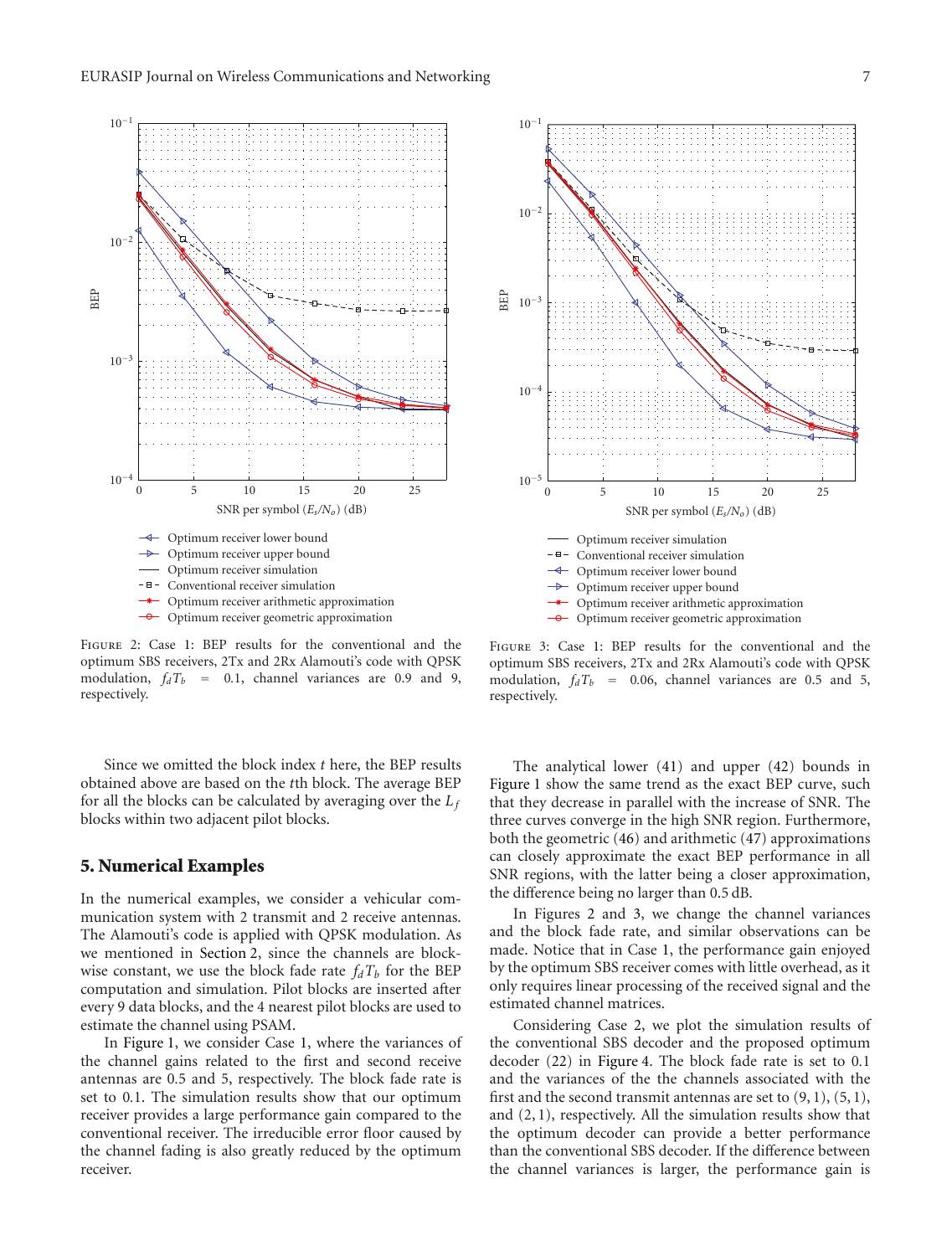Figure 2: Case 1: BEP results for the conventional and the optimum SBS receivers, 2Tx and 2Rx Alamouti's code with QPSK modulation, $f_d T_b = 0.1$, channel variances are 0.9 and 9, respectively.

Figure 3: Case 1: BEP results for the conventional and the optimum SBS receivers, 2Tx and 2Rx Alamouti's code with QPSK modulation, $f_d T_b = 0.06$, channel variances are 0.5 and 5, respectively.

Since we omitted the block index $t$ here, the BEP results obtained above are based on the $t$th block. The average BEP for all the blocks can be calculated by averaging over the $L_f$ blocks within two adjacent pilot blocks.

## 5. Numerical Examples

In the numerical examples, we consider a vehicular communication system with 2 transmit and 2 receive antennas. The Alamouti's code is applied with QPSK modulation. As we mentioned in Section 2, since the channels are blockwise constant, we use the block fade rate $f_d T_b$ for the BEP computation and simulation. Pilot blocks are inserted after every 9 data blocks, and the 4 nearest pilot blocks are used to estimate the channel using PSAM.

In Figure 1, we consider Case 1, where the variances of the channel gains related to the first and second receive antennas are 0.5 and 5, respectively. The block fade rate is set to 0.1. The simulation results show that our optimum receiver provides a large performance gain compared to the conventional receiver. The irreducible error floor caused by the channel fading is also greatly reduced by the optimum receiver.

The analytical lower (41) and upper (42) bounds in Figure 1 show the same trend as the exact BEP curve, such that they decrease in parallel with the increase of SNR. The three curves converge in the high SNR region. Furthermore, both the geometric (46) and arithmetic (47) approximations can closely approximate the exact BEP performance in all SNR regions, with the latter being a closer approximation, the difference being no larger than 0.5 dB.

In Figures 2 and 3, we change the channel variances and the block fade rate, and similar observations can be made. Notice that in Case 1, the performance gain enjoyed by the optimum SBS receiver comes with little overhead, as it only requires linear processing of the received signal and the estimated channel matrices.

Considering Case 2, we plot the simulation results of the conventional SBS decoder and the proposed optimum decoder (22) in Figure 4. The block fade rate is set to 0.1 and the variances of the the channels associated with the first and the second transmit antennas are set to $(9, 1)$, $(5, 1)$, and $(2, 1)$, respectively. All the simulation results show that the optimum decoder can provide a better performance than the conventional SBS decoder. If the difference between the channel variances is larger, the performance gain is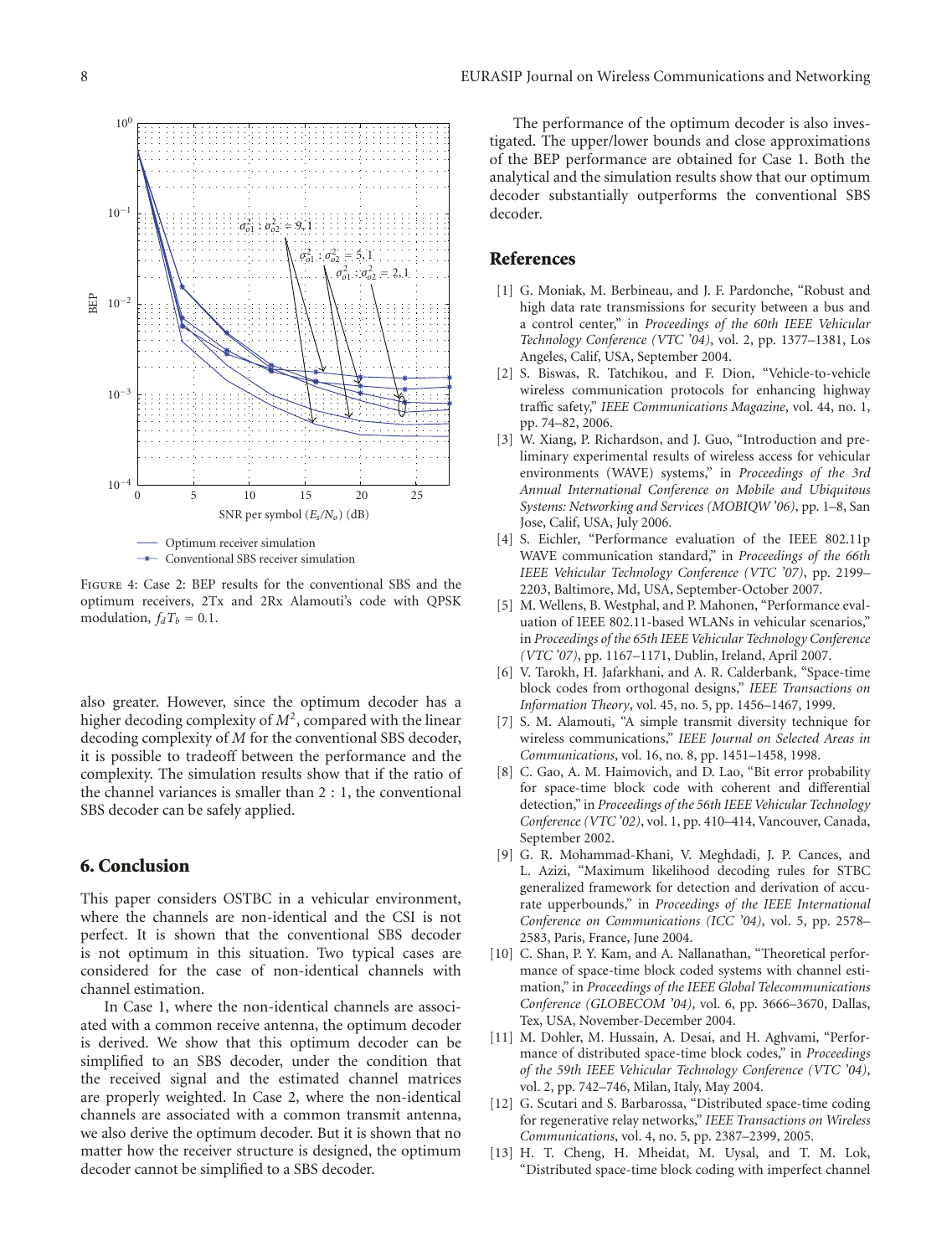Figure 4: Case 2: BEP results for the conventional SBS and the optimum receivers, 2Tx and 2Rx Alamouti's code with QPSK modulation, $f_d T_b = 0.1$.

also greater. However, since the optimum decoder has a higher decoding complexity of $M^2$, compared with the linear decoding complexity of $M$ for the conventional SBS decoder, it is possible to tradeoff between the performance and the complexity. The simulation results show that if the ratio of the channel variances is smaller than 2 : 1, the conventional SBS decoder can be safely applied.

## 6. Conclusion

This paper considers OSTBC in a vehicular environment, where the channels are non-identical and the CSI is not perfect. It is shown that the conventional SBS decoder is not optimum in this situation. Two typical cases are considered for the case of non-identical channels with channel estimation.

In Case 1, where the non-identical channels are associated with a common receive antenna, the optimum decoder is derived. We show that this optimum decoder can be simplified to an SBS decoder, under the condition that the received signal and the estimated channel matrices are properly weighted. In Case 2, where the non-identical channels are associated with a common transmit antenna, we also derive the optimum decoder. But it is shown that no matter how the receiver structure is designed, the optimum decoder cannot be simplified to a SBS decoder.

The performance of the optimum decoder is also investigated. The upper/lower bounds and close approximations of the BEP performance are obtained for Case 1. Both the analytical and the simulation results show that our optimum decoder substantially outperforms the conventional SBS decoder.

## References

[1] G. Moniak, M. Berbineau, and J. F. Pardonche, "Robust and high data rate transmissions for security between a bus and a control center," in *Proceedings of the 60th IEEE Vehicular Technology Conference (VTC '04)*, vol. 2, pp. 1377–1381, Los Angeles, Calif, USA, September 2004.

[2] S. Biswas, R. Tatchikou, and F. Dion, "Vehicle-to-vehicle wireless communication protocols for enhancing highway traffic safety," *IEEE Communications Magazine*, vol. 44, no. 1, pp. 74–82, 2006.

[3] W. Xiang, P. Richardson, and J. Guo, "Introduction and preliminary experimental results of wireless access for vehicular environments (WAVE) systems," in *Proceedings of the 3rd Annual International Conference on Mobile and Ubiquitous Systems: Networking and Services (MOBIQW '06)*, pp. 1–8, San Jose, Calif, USA, July 2006.

[4] S. Eichler, "Performance evaluation of the IEEE 802.11p WAVE communication standard," in *Proceedings of the 66th IEEE Vehicular Technology Conference (VTC '07)*, pp. 2199–2203, Baltimore, Md, USA, September-October 2007.

[5] M. Wellens, B. Westphal, and P. Mahonen, "Performance evaluation of IEEE 802.11-based WLANs in vehicular scenarios," in *Proceedings of the 65th IEEE Vehicular Technology Conference (VTC '07)*, pp. 1167–1171, Dublin, Ireland, April 2007.

[6] V. Tarokh, H. Jafarkhani, and A. R. Calderbank, "Space-time block codes from orthogonal designs," *IEEE Transactions on Information Theory*, vol. 45, no. 5, pp. 1456–1467, 1999.

[7] S. M. Alamouti, "A simple transmit diversity technique for wireless communications," *IEEE Journal on Selected Areas in Communications*, vol. 16, no. 8, pp. 1451–1458, 1998.

[8] C. Gao, A. M. Haimovich, and D. Lao, "Bit error probability for space-time block code with coherent and differential detection," in *Proceedings of the 56th IEEE Vehicular Technology Conference (VTC '02)*, vol. 1, pp. 410–414, Vancouver, Canada, September 2002.

[9] G. R. Mohammad-Khani, V. Meghdadi, J. P. Cances, and L. Azizi, "Maximum likelihood decoding rules for STBC generalized framework for detection and derivation of accurate upperbounds," in *Proceedings of the IEEE International Conference on Communications (ICC '04)*, vol. 5, pp. 2578–2583, Paris, France, June 2004.

[10] C. Shan, P. Y. Kam, and A. Nallanathan, "Theoretical performance of space-time block coded systems with channel estimation," in *Proceedings of the IEEE Global Telecommunications Conference (GLOBECOM '04)*, vol. 6, pp. 3666–3670, Dallas, Tex, USA, November-December 2004.

[11] M. Dohler, M. Hussain, A. Desai, and H. Aghvami, "Performance of distributed space-time block codes," in *Proceedings of the 59th IEEE Vehicular Technology Conference (VTC '04)*, vol. 2, pp. 742–746, Milan, Italy, May 2004.

[12] G. Scutari and S. Barbarossa, "Distributed space-time coding for regenerative relay networks," *IEEE Transactions on Wireless Communications*, vol. 4, no. 5, pp. 2387–2399, 2005.

[13] H. T. Cheng, H. Mheidat, M. Uysal, and T. M. Lok, "Distributed space-time block coding with imperfect channel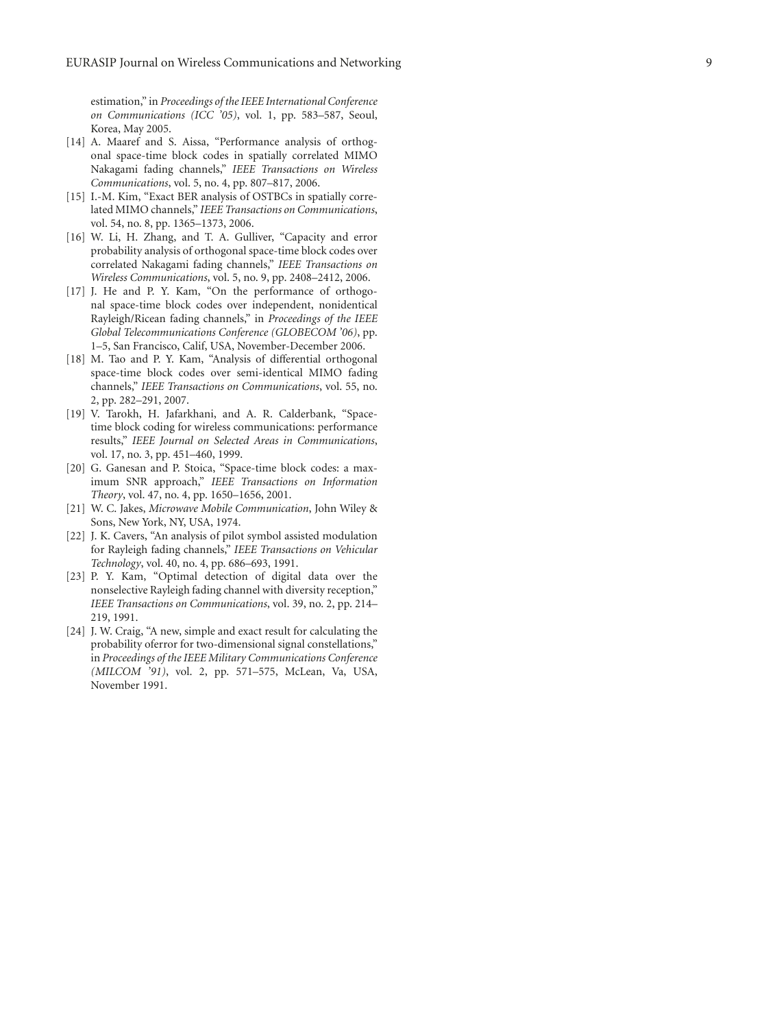estimation," in *Proceedings of the IEEE International Conference on Communications (ICC '05)*, vol. 1, pp. 583–587, Seoul, Korea, May 2005.

[14] A. Maaref and S. Aissa, "Performance analysis of orthogonal space-time block codes in spatially correlated MIMO Nakagami fading channels," *IEEE Transactions on Wireless Communications*, vol. 5, no. 4, pp. 807–817, 2006.

[15] I.-M. Kim, "Exact BER analysis of OSTBCs in spatially correlated MIMO channels," *IEEE Transactions on Communications*, vol. 54, no. 8, pp. 1365–1373, 2006.

[16] W. Li, H. Zhang, and T. A. Gulliver, "Capacity and error probability analysis of orthogonal space-time block codes over correlated Nakagami fading channels," *IEEE Transactions on Wireless Communications*, vol. 5, no. 9, pp. 2408–2412, 2006.

[17] J. He and P. Y. Kam, "On the performance of orthogonal space-time block codes over independent, nonidentical Rayleigh/Ricean fading channels," in *Proceedings of the IEEE Global Telecommunications Conference (GLOBECOM '06)*, pp. 1–5, San Francisco, Calif, USA, November-December 2006.

[18] M. Tao and P. Y. Kam, "Analysis of differential orthogonal space-time block codes over semi-identical MIMO fading channels," *IEEE Transactions on Communications*, vol. 55, no. 2, pp. 282–291, 2007.

[19] V. Tarokh, H. Jafarkhani, and A. R. Calderbank, "Space-time block coding for wireless communications: performance results," *IEEE Journal on Selected Areas in Communications*, vol. 17, no. 3, pp. 451–460, 1999.

[20] G. Ganesan and P. Stoica, "Space-time block codes: a maximum SNR approach," *IEEE Transactions on Information Theory*, vol. 47, no. 4, pp. 1650–1656, 2001.

[21] W. C. Jakes, *Microwave Mobile Communication*, John Wiley & Sons, New York, NY, USA, 1974.

[22] J. K. Cavers, "An analysis of pilot symbol assisted modulation for Rayleigh fading channels," *IEEE Transactions on Vehicular Technology*, vol. 40, no. 4, pp. 686–693, 1991.

[23] P. Y. Kam, "Optimal detection of digital data over the nonselective Rayleigh fading channel with diversity reception," *IEEE Transactions on Communications*, vol. 39, no. 2, pp. 214–219, 1991.

[24] J. W. Craig, "A new, simple and exact result for calculating the probability oferror for two-dimensional signal constellations," in *Proceedings of the IEEE Military Communications Conference (MILCOM '91)*, vol. 2, pp. 571–575, McLean, Va, USA, November 1991.